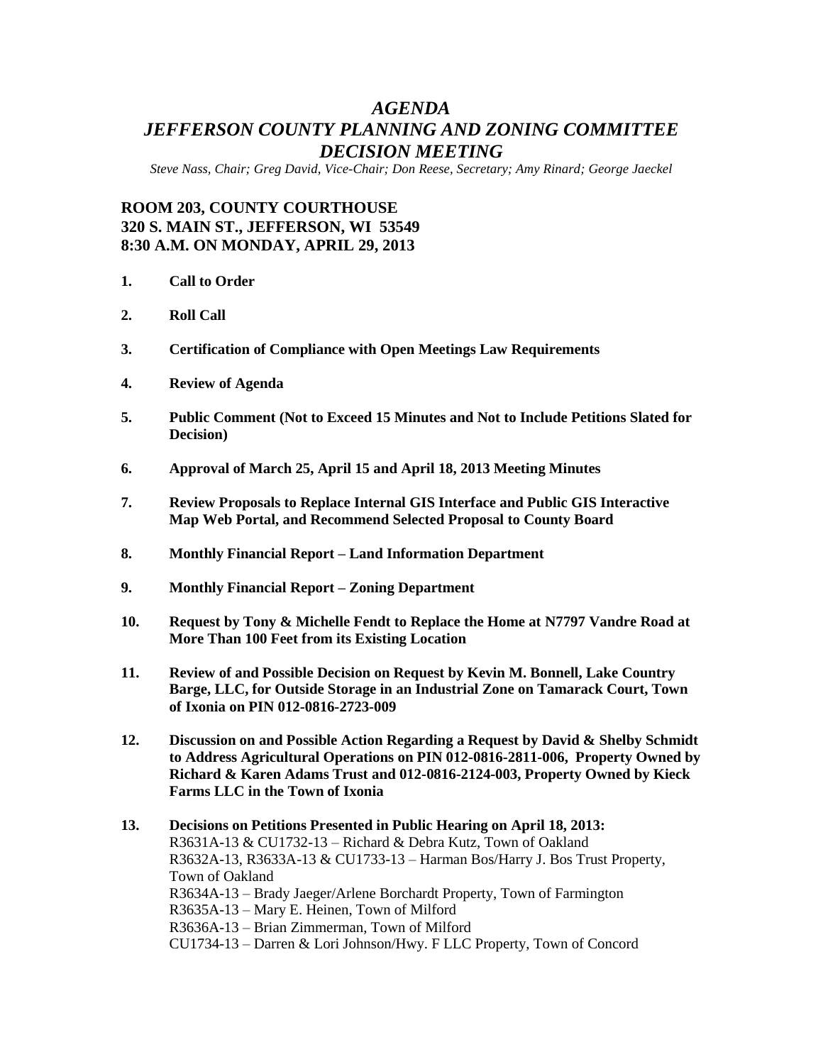# *AGENDA*
# *JEFFERSON COUNTY PLANNING AND ZONING COMMITTEE DECISION MEETING*

*Steve Nass, Chair; Greg David, Vice-Chair; Don Reese, Secretary; Amy Rinard; George Jaeckel*

**ROOM 203, COUNTY COURTHOUSE**
**320 S. MAIN ST., JEFFERSON, WI 53549**
**8:30 A.M. ON MONDAY, APRIL 29, 2013**

1. **Call to Order**

2. **Roll Call**

3. **Certification of Compliance with Open Meetings Law Requirements**

4. **Review of Agenda**

5. **Public Comment (Not to Exceed 15 Minutes and Not to Include Petitions Slated for Decision)**

6. **Approval of March 25, April 15 and April 18, 2013 Meeting Minutes**

7. **Review Proposals to Replace Internal GIS Interface and Public GIS Interactive Map Web Portal, and Recommend Selected Proposal to County Board**

8. **Monthly Financial Report – Land Information Department**

9. **Monthly Financial Report – Zoning Department**

10. **Request by Tony & Michelle Fendt to Replace the Home at N7797 Vandre Road at More Than 100 Feet from its Existing Location**

11. **Review of and Possible Decision on Request by Kevin M. Bonnell, Lake Country Barge, LLC, for Outside Storage in an Industrial Zone on Tamarack Court, Town of Ixonia on PIN 012-0816-2723-009**

12. **Discussion on and Possible Action Regarding a Request by David & Shelby Schmidt to Address Agricultural Operations on PIN 012-0816-2811-006, Property Owned by Richard & Karen Adams Trust and 012-0816-2124-003, Property Owned by Kieck Farms LLC in the Town of Ixonia**

13. **Decisions on Petitions Presented in Public Hearing on April 18, 2013:**
    R3631A-13 & CU1732-13 – Richard & Debra Kutz, Town of Oakland
    R3632A-13, R3633A-13 & CU1733-13 – Harman Bos/Harry J. Bos Trust Property, Town of Oakland
    R3634A-13 – Brady Jaeger/Arlene Borchardt Property, Town of Farmington
    R3635A-13 – Mary E. Heinen, Town of Milford
    R3636A-13 – Brian Zimmerman, Town of Milford
    CU1734-13 – Darren & Lori Johnson/Hwy. F LLC Property, Town of Concord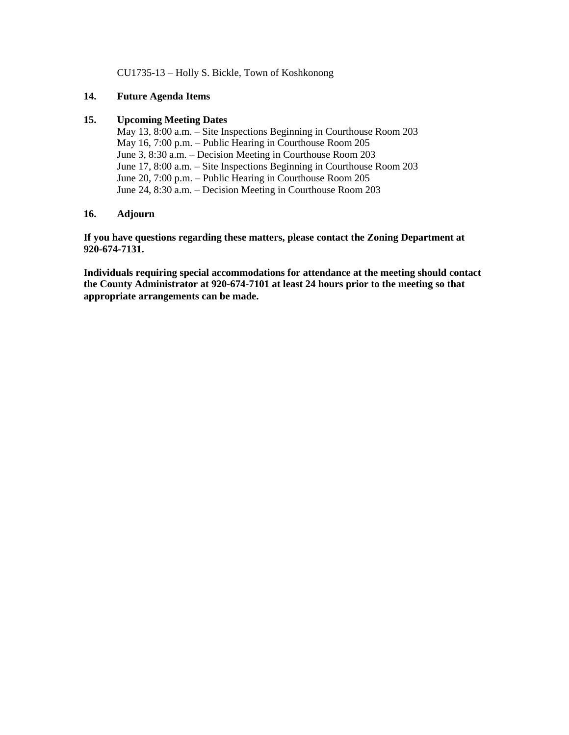CU1735-13 – Holly S. Bickle, Town of Koshkonong

**14. Future Agenda Items**

**15. Upcoming Meeting Dates**

May 13, 8:00 a.m. – Site Inspections Beginning in Courthouse Room 203
May 16, 7:00 p.m. – Public Hearing in Courthouse Room 205
June 3, 8:30 a.m. – Decision Meeting in Courthouse Room 203
June 17, 8:00 a.m. – Site Inspections Beginning in Courthouse Room 203
June 20, 7:00 p.m. – Public Hearing in Courthouse Room 205
June 24, 8:30 a.m. – Decision Meeting in Courthouse Room 203

**16. Adjourn**

**If you have questions regarding these matters, please contact the Zoning Department at 920-674-7131.**

**Individuals requiring special accommodations for attendance at the meeting should contact the County Administrator at 920-674-7101 at least 24 hours prior to the meeting so that appropriate arrangements can be made.**